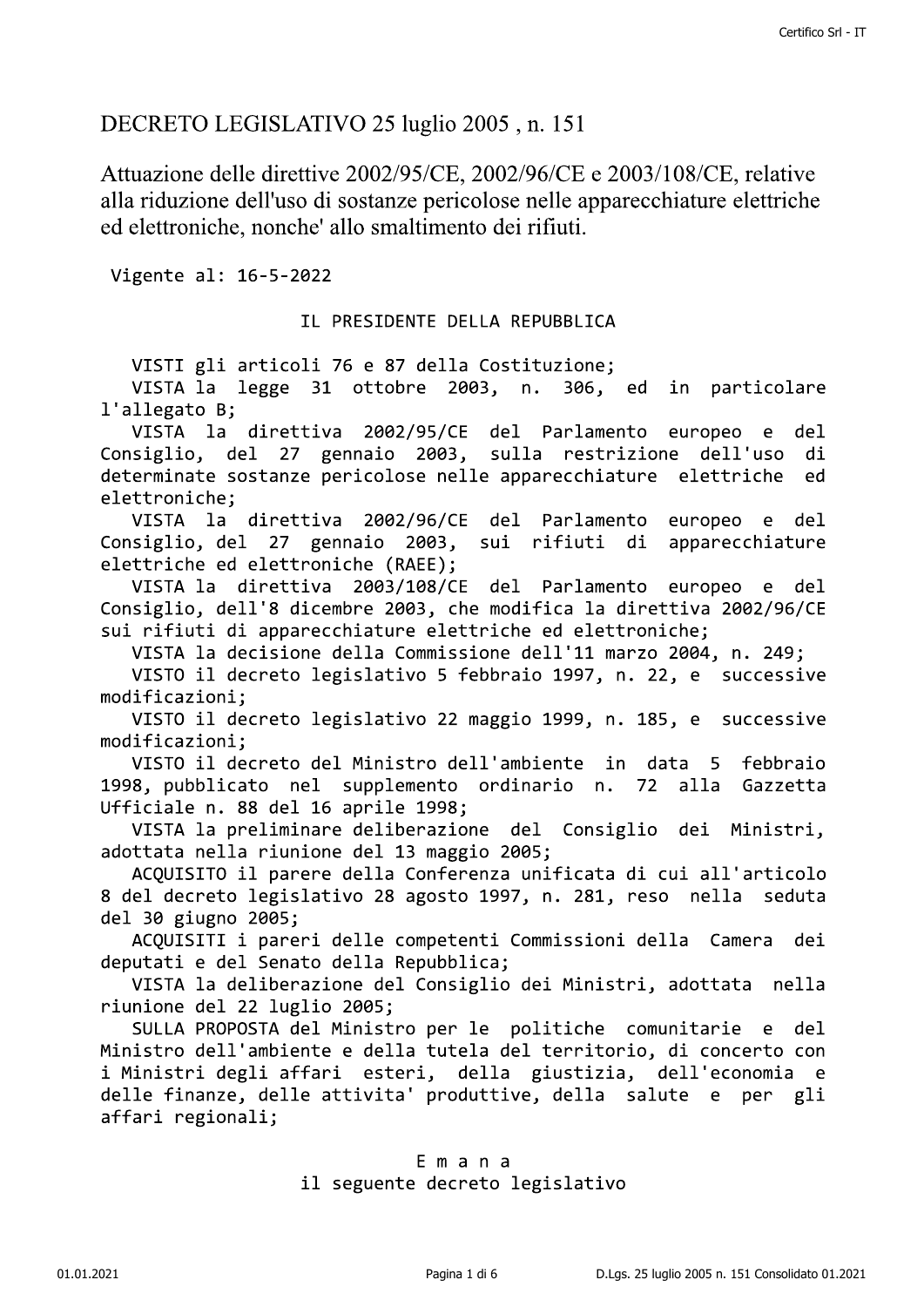# DECRETO LEGISLATIVO 25 luglio 2005 , n. 151

## Attuazione delle direttive 2002/95/CE, 2002/96/CE e 2003/108/CE, relative alla riduzione dell'uso di sostanze pericolose nelle apparecchiature elettriche ed elettroniche, nonche' allo smaltimento dei rifiuti.

Vigente al: 16-5-2022

IL PRESIDENTE DELLA REPUBBLICA

VISTI gli articoli 76 e 87 della Costituzione;
VISTA la legge 31 ottobre 2003, n. 306, ed in particolare l'allegato B;
VISTA la direttiva 2002/95/CE del Parlamento europeo e del Consiglio, del 27 gennaio 2003, sulla restrizione dell'uso di determinate sostanze pericolose nelle apparecchiature elettriche ed elettroniche;
VISTA la direttiva 2002/96/CE del Parlamento europeo e del Consiglio, del 27 gennaio 2003, sui rifiuti di apparecchiature elettriche ed elettroniche (RAEE);
VISTA la direttiva 2003/108/CE del Parlamento europeo e del Consiglio, dell'8 dicembre 2003, che modifica la direttiva 2002/96/CE sui rifiuti di apparecchiature elettriche ed elettroniche;
VISTA la decisione della Commissione dell'11 marzo 2004, n. 249;
VISTO il decreto legislativo 5 febbraio 1997, n. 22, e successive modificazioni;
VISTO il decreto legislativo 22 maggio 1999, n. 185, e successive modificazioni;
VISTO il decreto del Ministro dell'ambiente in data 5 febbraio 1998, pubblicato nel supplemento ordinario n. 72 alla Gazzetta Ufficiale n. 88 del 16 aprile 1998;
VISTA la preliminare deliberazione del Consiglio dei Ministri, adottata nella riunione del 13 maggio 2005;
ACQUISITO il parere della Conferenza unificata di cui all'articolo 8 del decreto legislativo 28 agosto 1997, n. 281, reso nella seduta del 30 giugno 2005;
ACQUISITI i pareri delle competenti Commissioni della Camera dei deputati e del Senato della Repubblica;
VISTA la deliberazione del Consiglio dei Ministri, adottata nella riunione del 22 luglio 2005;
SULLA PROPOSTA del Ministro per le politiche comunitarie e del Ministro dell'ambiente e della tutela del territorio, di concerto con i Ministri degli affari esteri, della giustizia, dell'economia e delle finanze, delle attivita' produttive, della salute e per gli affari regionali;

E m a n a
il seguente decreto legislativo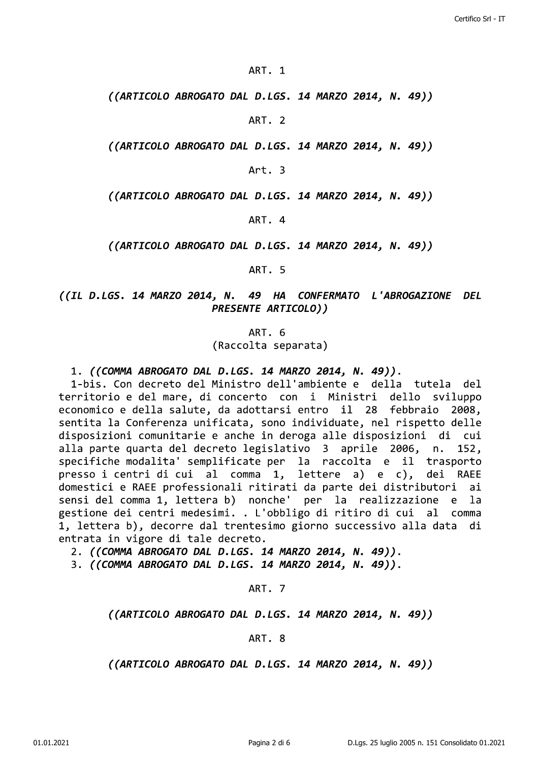ART. 1

*((ARTICOLO ABROGATO DAL D.LGS. 14 MARZO 2014, N. 49))*

ART. 2

*((ARTICOLO ABROGATO DAL D.LGS. 14 MARZO 2014, N. 49))*

Art. 3

*((ARTICOLO ABROGATO DAL D.LGS. 14 MARZO 2014, N. 49))*

ART. 4

*((ARTICOLO ABROGATO DAL D.LGS. 14 MARZO 2014, N. 49))*

ART. 5

*((IL D.LGS. 14 MARZO 2014, N. 49 HA CONFERMATO L'ABROGAZIONE DEL PRESENTE ARTICOLO))*

ART. 6
(Raccolta separata)

1. *((COMMA ABROGATO DAL D.LGS. 14 MARZO 2014, N. 49))*.
1-bis. Con decreto del Ministro dell'ambiente e della tutela del territorio e del mare, di concerto con i Ministri dello sviluppo economico e della salute, da adottarsi entro il 28 febbraio 2008, sentita la Conferenza unificata, sono individuate, nel rispetto delle disposizioni comunitarie e anche in deroga alle disposizioni di cui alla parte quarta del decreto legislativo 3 aprile 2006, n. 152, specifiche modalita' semplificate per la raccolta e il trasporto presso i centri di cui al comma 1, lettere a) e c), dei RAEE domestici e RAEE professionali ritirati da parte dei distributori ai sensi del comma 1, lettera b) nonche' per la realizzazione e la gestione dei centri medesimi. . L'obbligo di ritiro di cui al comma 1, lettera b), decorre dal trentesimo giorno successivo alla data di entrata in vigore di tale decreto.
2. *((COMMA ABROGATO DAL D.LGS. 14 MARZO 2014, N. 49))*.
3. *((COMMA ABROGATO DAL D.LGS. 14 MARZO 2014, N. 49))*.

ART. 7

*((ARTICOLO ABROGATO DAL D.LGS. 14 MARZO 2014, N. 49))*

ART. 8

*((ARTICOLO ABROGATO DAL D.LGS. 14 MARZO 2014, N. 49))*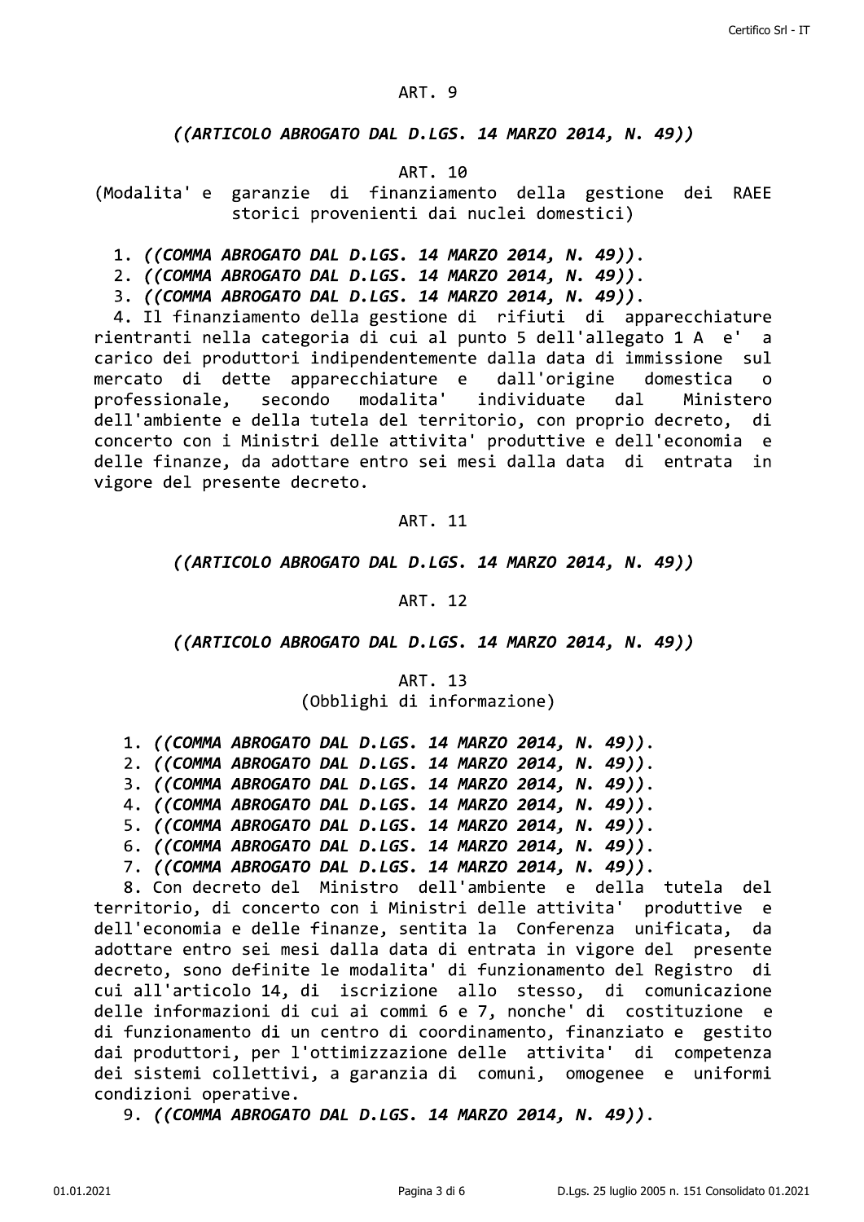## ART. 9

***((ARTICOLO ABROGATO DAL D.LGS. 14 MARZO 2014, N. 49))***

## ART. 10

(Modalita' e garanzie di finanziamento della gestione dei RAEE storici provenienti dai nuclei domestici)

1. ***((COMMA ABROGATO DAL D.LGS. 14 MARZO 2014, N. 49))***.
2. ***((COMMA ABROGATO DAL D.LGS. 14 MARZO 2014, N. 49))***.
3. ***((COMMA ABROGATO DAL D.LGS. 14 MARZO 2014, N. 49))***.
4. Il finanziamento della gestione di rifiuti di apparecchiature rientranti nella categoria di cui al punto 5 dell'allegato 1 A e' a carico dei produttori indipendentemente dalla data di immissione sul mercato di dette apparecchiature e dall'origine domestica o professionale, secondo modalita' individuate dal Ministero dell'ambiente e della tutela del territorio, con proprio decreto, di concerto con i Ministri delle attivita' produttive e dell'economia e delle finanze, da adottare entro sei mesi dalla data di entrata in vigore del presente decreto.

## ART. 11

***((ARTICOLO ABROGATO DAL D.LGS. 14 MARZO 2014, N. 49))***

## ART. 12

***((ARTICOLO ABROGATO DAL D.LGS. 14 MARZO 2014, N. 49))***

## ART. 13

(Obblighi di informazione)

1. ***((COMMA ABROGATO DAL D.LGS. 14 MARZO 2014, N. 49))***.
2. ***((COMMA ABROGATO DAL D.LGS. 14 MARZO 2014, N. 49))***.
3. ***((COMMA ABROGATO DAL D.LGS. 14 MARZO 2014, N. 49))***.
4. ***((COMMA ABROGATO DAL D.LGS. 14 MARZO 2014, N. 49))***.
5. ***((COMMA ABROGATO DAL D.LGS. 14 MARZO 2014, N. 49))***.
6. ***((COMMA ABROGATO DAL D.LGS. 14 MARZO 2014, N. 49))***.
7. ***((COMMA ABROGATO DAL D.LGS. 14 MARZO 2014, N. 49))***.
8. Con decreto del Ministro dell'ambiente e della tutela del territorio, di concerto con i Ministri delle attivita' produttive e dell'economia e delle finanze, sentita la Conferenza unificata, da adottare entro sei mesi dalla data di entrata in vigore del presente decreto, sono definite le modalita' di funzionamento del Registro di cui all'articolo 14, di iscrizione allo stesso, di comunicazione delle informazioni di cui ai commi 6 e 7, nonche' di costituzione e di funzionamento di un centro di coordinamento, finanziato e gestito dai produttori, per l'ottimizzazione delle attivita' di competenza dei sistemi collettivi, a garanzia di comuni, omogenee e uniformi condizioni operative.
9. ***((COMMA ABROGATO DAL D.LGS. 14 MARZO 2014, N. 49))***.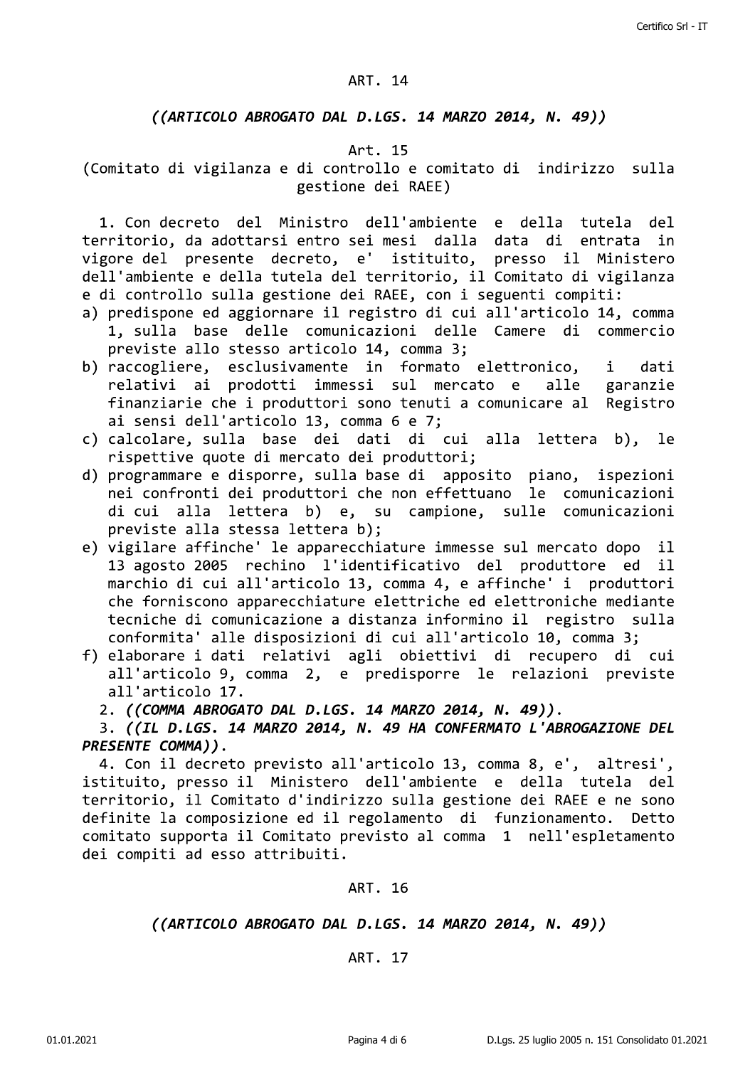## ART. 14

***((ARTICOLO ABROGATO DAL D.LGS. 14 MARZO 2014, N. 49))***

## Art. 15

**(Comitato di vigilanza e di controllo e comitato di indirizzo sulla gestione dei RAEE)**

1. Con decreto del Ministro dell'ambiente e della tutela del territorio, da adottarsi entro sei mesi dalla data di entrata in vigore del presente decreto, e' istituito, presso il Ministero dell'ambiente e della tutela del territorio, il Comitato di vigilanza e di controllo sulla gestione dei RAEE, con i seguenti compiti:

a) predispone ed aggiornare il registro di cui all'articolo 14, comma 1, sulla base delle comunicazioni delle Camere di commercio previste allo stesso articolo 14, comma 3;
b) raccogliere, esclusivamente in formato elettronico, i dati relativi ai prodotti immessi sul mercato e alle garanzie finanziarie che i produttori sono tenuti a comunicare al Registro ai sensi dell'articolo 13, comma 6 e 7;
c) calcolare, sulla base dei dati di cui alla lettera b), le rispettive quote di mercato dei produttori;
d) programmare e disporre, sulla base di apposito piano, ispezioni nei confronti dei produttori che non effettuano le comunicazioni di cui alla lettera b) e, su campione, sulle comunicazioni previste alla stessa lettera b);
e) vigilare affinche' le apparecchiature immesse sul mercato dopo il 13 agosto 2005 rechino l'identificativo del produttore ed il marchio di cui all'articolo 13, comma 4, e affinche' i produttori che forniscono apparecchiature elettriche ed elettroniche mediante tecniche di comunicazione a distanza informino il registro sulla conformita' alle disposizioni di cui all'articolo 10, comma 3;
f) elaborare i dati relativi agli obiettivi di recupero di cui all'articolo 9, comma 2, e predisporre le relazioni previste all'articolo 17.

2. ***((COMMA ABROGATO DAL D.LGS. 14 MARZO 2014, N. 49))***.

3. ***((IL D.LGS. 14 MARZO 2014, N. 49 HA CONFERMATO L'ABROGAZIONE DEL PRESENTE COMMA))***.

4. Con il decreto previsto all'articolo 13, comma 8, e', altresi', istituito, presso il Ministero dell'ambiente e della tutela del territorio, il Comitato d'indirizzo sulla gestione dei RAEE e ne sono definite la composizione ed il regolamento di funzionamento. Detto comitato supporta il Comitato previsto al comma 1 nell'espletamento dei compiti ad esso attribuiti.

## ART. 16

***((ARTICOLO ABROGATO DAL D.LGS. 14 MARZO 2014, N. 49))***

## ART. 17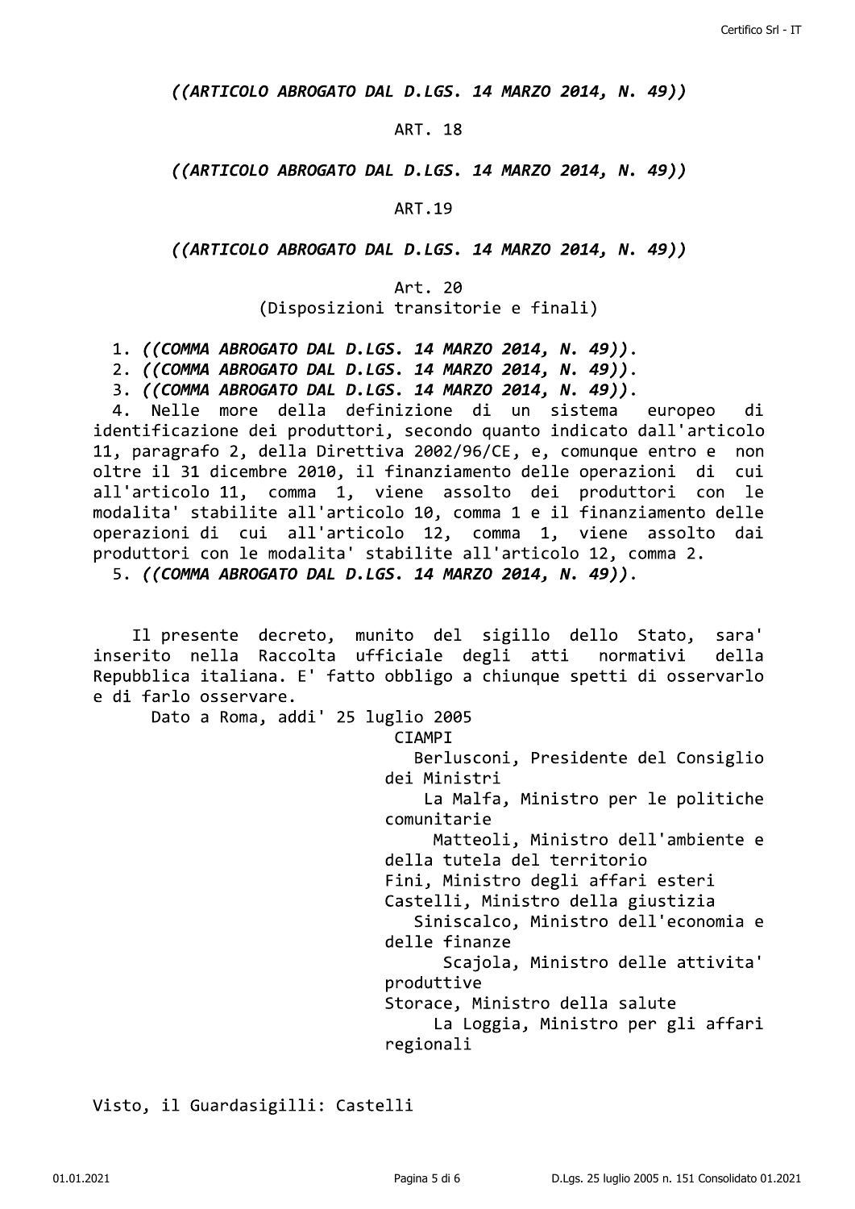*((ARTICOLO ABROGATO DAL D.LGS. 14 MARZO 2014, N. 49))*

ART. 18

*((ARTICOLO ABROGATO DAL D.LGS. 14 MARZO 2014, N. 49))*

ART.19

*((ARTICOLO ABROGATO DAL D.LGS. 14 MARZO 2014, N. 49))*

Art. 20
(Disposizioni transitorie e finali)

1. *((COMMA ABROGATO DAL D.LGS. 14 MARZO 2014, N. 49))*.
2. *((COMMA ABROGATO DAL D.LGS. 14 MARZO 2014, N. 49))*.
3. *((COMMA ABROGATO DAL D.LGS. 14 MARZO 2014, N. 49))*.
4. Nelle more della definizione di un sistema europeo di identificazione dei produttori, secondo quanto indicato dall'articolo 11, paragrafo 2, della Direttiva 2002/96/CE, e, comunque entro e non oltre il 31 dicembre 2010, il finanziamento delle operazioni di cui all'articolo 11, comma 1, viene assolto dei produttori con le modalita' stabilite all'articolo 10, comma 1 e il finanziamento delle operazioni di cui all'articolo 12, comma 1, viene assolto dai produttori con le modalita' stabilite all'articolo 12, comma 2.
5. *((COMMA ABROGATO DAL D.LGS. 14 MARZO 2014, N. 49))*.

Il presente decreto, munito del sigillo dello Stato, sara' inserito nella Raccolta ufficiale degli atti normativi della Repubblica italiana. E' fatto obbligo a chiunque spetti di osservarlo e di farlo osservare.

Dato a Roma, addi' 25 luglio 2005

CIAMPI

Berlusconi, Presidente del Consiglio dei Ministri

La Malfa, Ministro per le politiche comunitarie

Matteoli, Ministro dell'ambiente e della tutela del territorio

Fini, Ministro degli affari esteri

Castelli, Ministro della giustizia

Siniscalco, Ministro dell'economia e delle finanze

Scajola, Ministro delle attivita' produttive

Storace, Ministro della salute

La Loggia, Ministro per gli affari regionali

Visto, il Guardasigilli: Castelli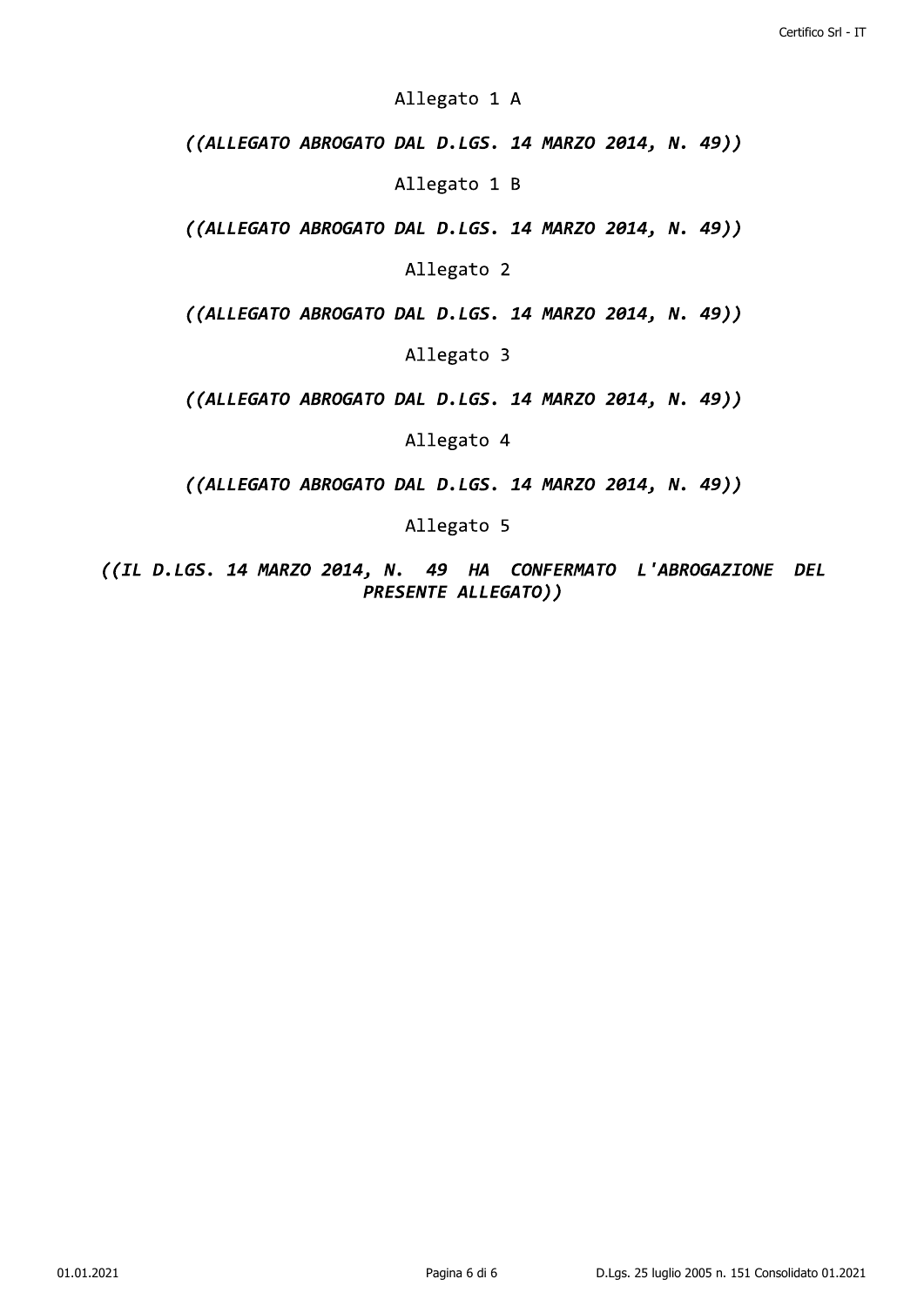Allegato 1 A

*((ALLEGATO ABROGATO DAL D.LGS. 14 MARZO 2014, N. 49))*

Allegato 1 B

*((ALLEGATO ABROGATO DAL D.LGS. 14 MARZO 2014, N. 49))*

Allegato 2

*((ALLEGATO ABROGATO DAL D.LGS. 14 MARZO 2014, N. 49))*

Allegato 3

*((ALLEGATO ABROGATO DAL D.LGS. 14 MARZO 2014, N. 49))*

Allegato 4

*((ALLEGATO ABROGATO DAL D.LGS. 14 MARZO 2014, N. 49))*

Allegato 5

*((IL D.LGS. 14 MARZO 2014, N. 49 HA CONFERMATO L'ABROGAZIONE DEL PRESENTE ALLEGATO))*